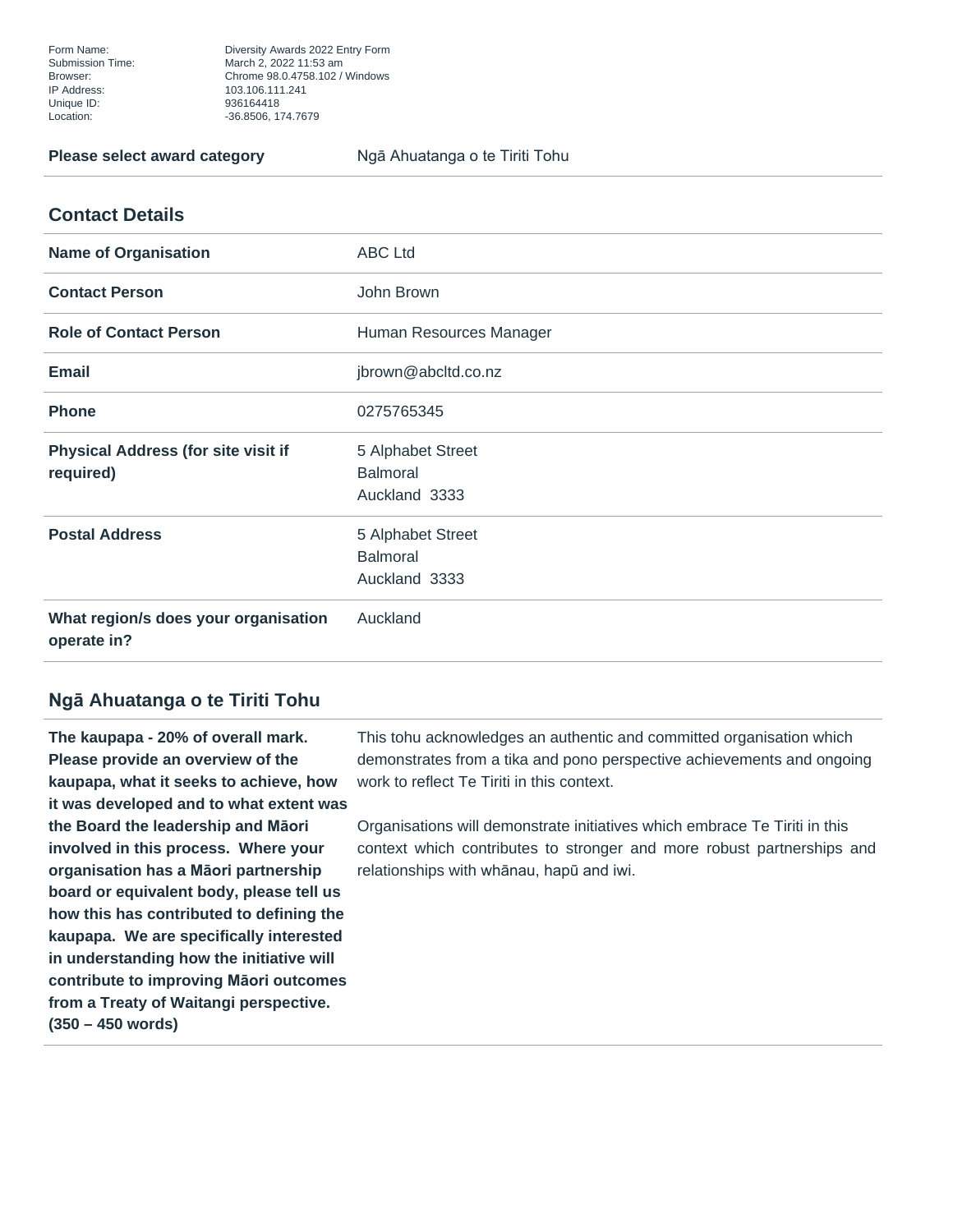| | |
|---|---|
| Form Name: | Diversity Awards 2022 Entry Form |
| Submission Time: | March 2, 2022 11:53 am |
| Browser: | Chrome 98.0.4758.102 / Windows |
| IP Address: | 103.106.111.241 |
| Unique ID: | 936164418 |
| Location: | -36.8506, 174.7679 |

| | |
|---|---|
| **Please select award category** | Ngā Ahuatanga o te Tiriti Tohu |

## Contact Details

| | |
|---|---|
| **Name of Organisation** | ABC Ltd |
| **Contact Person** | John Brown |
| **Role of Contact Person** | Human Resources Manager |
| **Email** | jbrown@abcltd.co.nz |
| **Phone** | 0275765345 |
| **Physical Address (for site visit if required)** | 5 Alphabet Street<br>Balmoral<br>Auckland 3333 |
| **Postal Address** | 5 Alphabet Street<br>Balmoral<br>Auckland 3333 |
| **What region/s does your organisation operate in?** | Auckland |

## Ngā Ahuatanga o te Tiriti Tohu

| | |
|---|---|
| **The kaupapa - 20% of overall mark. Please provide an overview of the kaupapa, what it seeks to achieve, how it was developed and to what extent was the Board the leadership and Māori involved in this process. Where your organisation has a Māori partnership board or equivalent body, please tell us how this has contributed to defining the kaupapa. We are specifically interested in understanding how the initiative will contribute to improving Māori outcomes from a Treaty of Waitangi perspective. (350 – 450 words)** | This tohu acknowledges an authentic and committed organisation which demonstrates from a tika and pono perspective achievements and ongoing work to reflect Te Tiriti in this context.<br><br>Organisations will demonstrate initiatives which embrace Te Tiriti in this context which contributes to stronger and more robust partnerships and relationships with whānau, hapū and iwi. |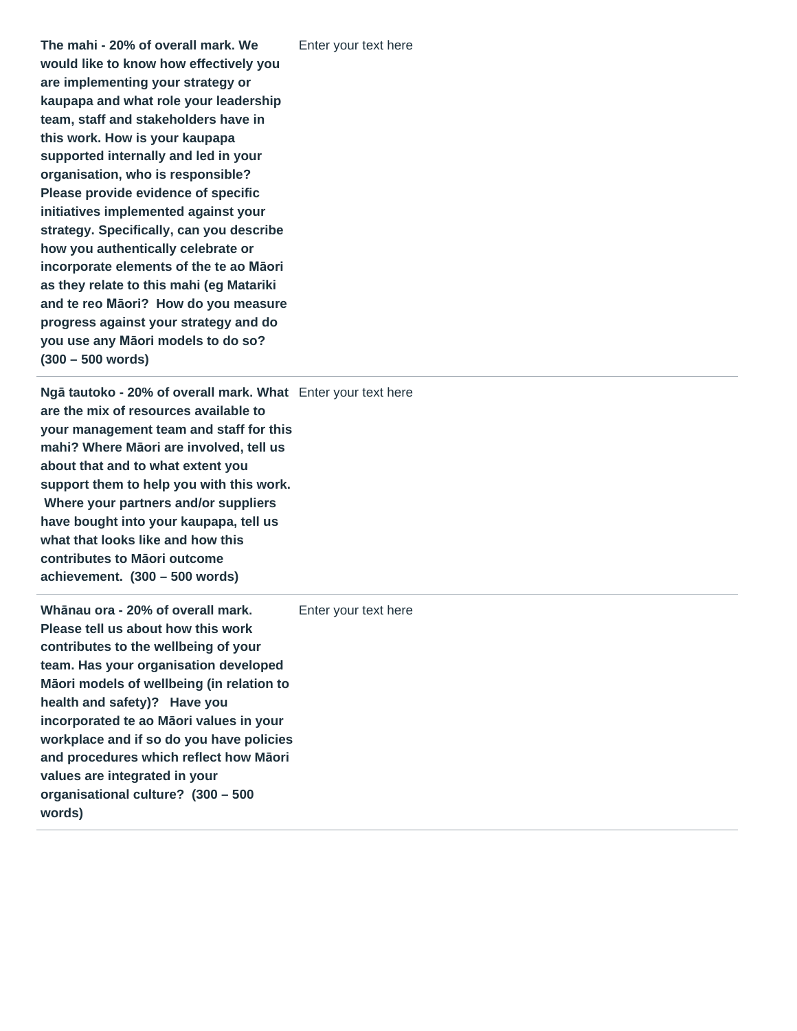| | |
|---|---|
| **The mahi - 20% of overall mark. We would like to know how effectively you are implementing your strategy or kaupapa and what role your leadership team, staff and stakeholders have in this work. How is your kaupapa supported internally and led in your organisation, who is responsible? Please provide evidence of specific initiatives implemented against your strategy. Specifically, can you describe how you authentically celebrate or incorporate elements of the te ao Māori as they relate to this mahi (eg Matariki and te reo Māori? How do you measure progress against your strategy and do you use any Māori models to do so? (300 – 500 words)** | Enter your text here |
| **Ngā tautoko - 20% of overall mark. What are the mix of resources available to your management team and staff for this mahi? Where Māori are involved, tell us about that and to what extent you support them to help you with this work. Where your partners and/or suppliers have bought into your kaupapa, tell us what that looks like and how this contributes to Māori outcome achievement. (300 – 500 words)** | Enter your text here |
| **Whānau ora - 20% of overall mark. Please tell us about how this work contributes to the wellbeing of your team. Has your organisation developed Māori models of wellbeing (in relation to health and safety)? Have you incorporated te ao Māori values in your workplace and if so do you have policies and procedures which reflect how Māori values are integrated in your organisational culture? (300 – 500 words)** | Enter your text here |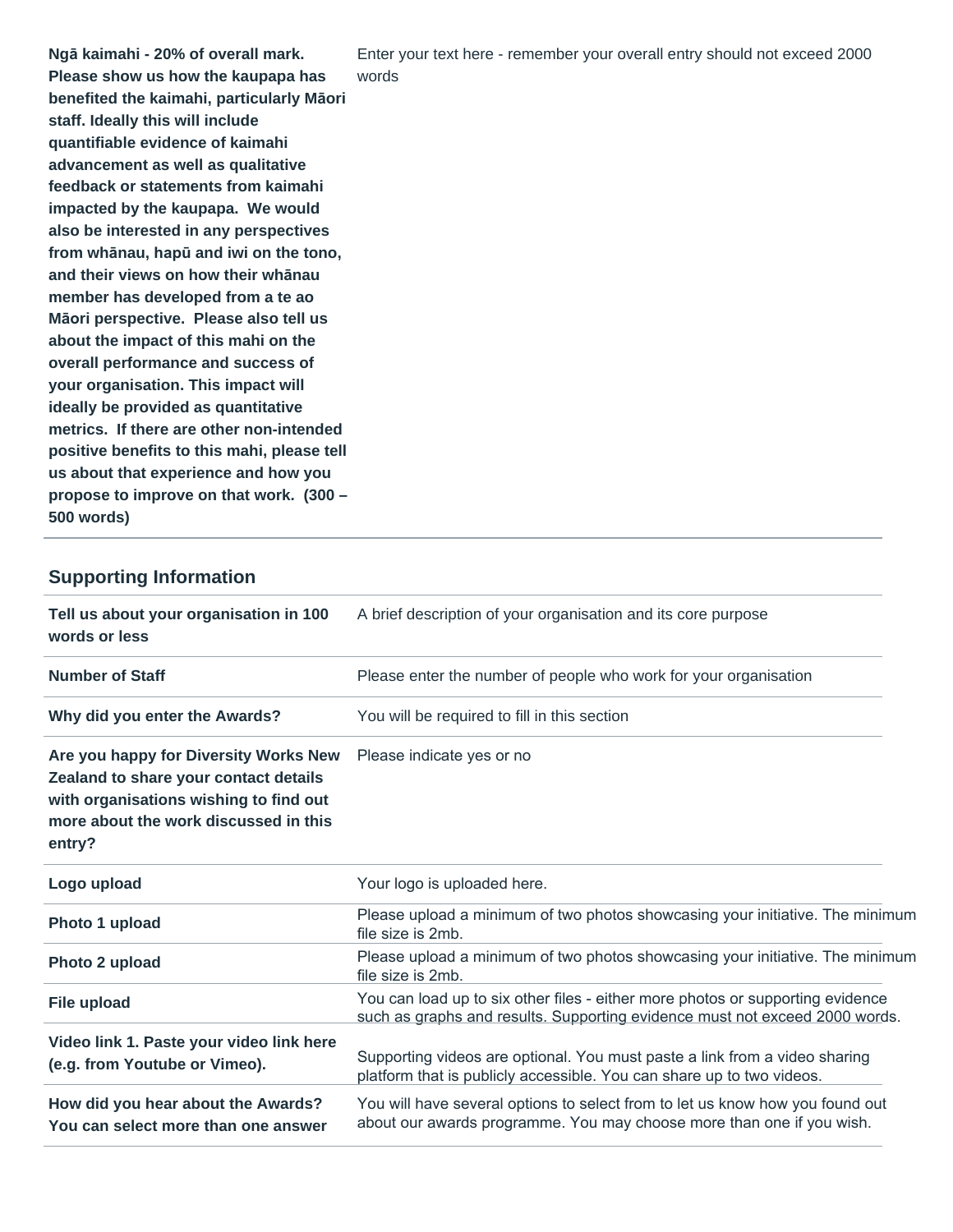| | |
|---|---|
| **Ngā kaimahi - 20% of overall mark. Please show us how the kaupapa has benefited the kaimahi, particularly Māori staff. Ideally this will include quantifiable evidence of kaimahi advancement as well as qualitative feedback or statements from kaimahi impacted by the kaupapa. We would also be interested in any perspectives from whānau, hapū and iwi on the tono, and their views on how their whānau member has developed from a te ao Māori perspective. Please also tell us about the impact of this mahi on the overall performance and success of your organisation. This impact will ideally be provided as quantitative metrics. If there are other non-intended positive benefits to this mahi, please tell us about that experience and how you propose to improve on that work. (300 – 500 words)** | Enter your text here - remember your overall entry should not exceed 2000 words |

## Supporting Information

| | |
|---|---|
| **Tell us about your organisation in 100 words or less** | A brief description of your organisation and its core purpose |
| **Number of Staff** | Please enter the number of people who work for your organisation |
| **Why did you enter the Awards?** | You will be required to fill in this section |
| **Are you happy for Diversity Works New Zealand to share your contact details with organisations wishing to find out more about the work discussed in this entry?** | Please indicate yes or no |
| **Logo upload** | Your logo is uploaded here. |
| **Photo 1 upload** | Please upload a minimum of two photos showcasing your initiative. The minimum file size is 2mb. |
| **Photo 2 upload** | Please upload a minimum of two photos showcasing your initiative. The minimum file size is 2mb. |
| **File upload** | You can load up to six other files - either more photos or supporting evidence such as graphs and results. Supporting evidence must not exceed 2000 words. |
| **Video link 1. Paste your video link here (e.g. from Youtube or Vimeo).** | Supporting videos are optional. You must paste a link from a video sharing platform that is publicly accessible. You can share up to two videos. |
| **How did you hear about the Awards? You can select more than one answer** | You will have several options to select from to let us know how you found out about our awards programme. You may choose more than one if you wish. |